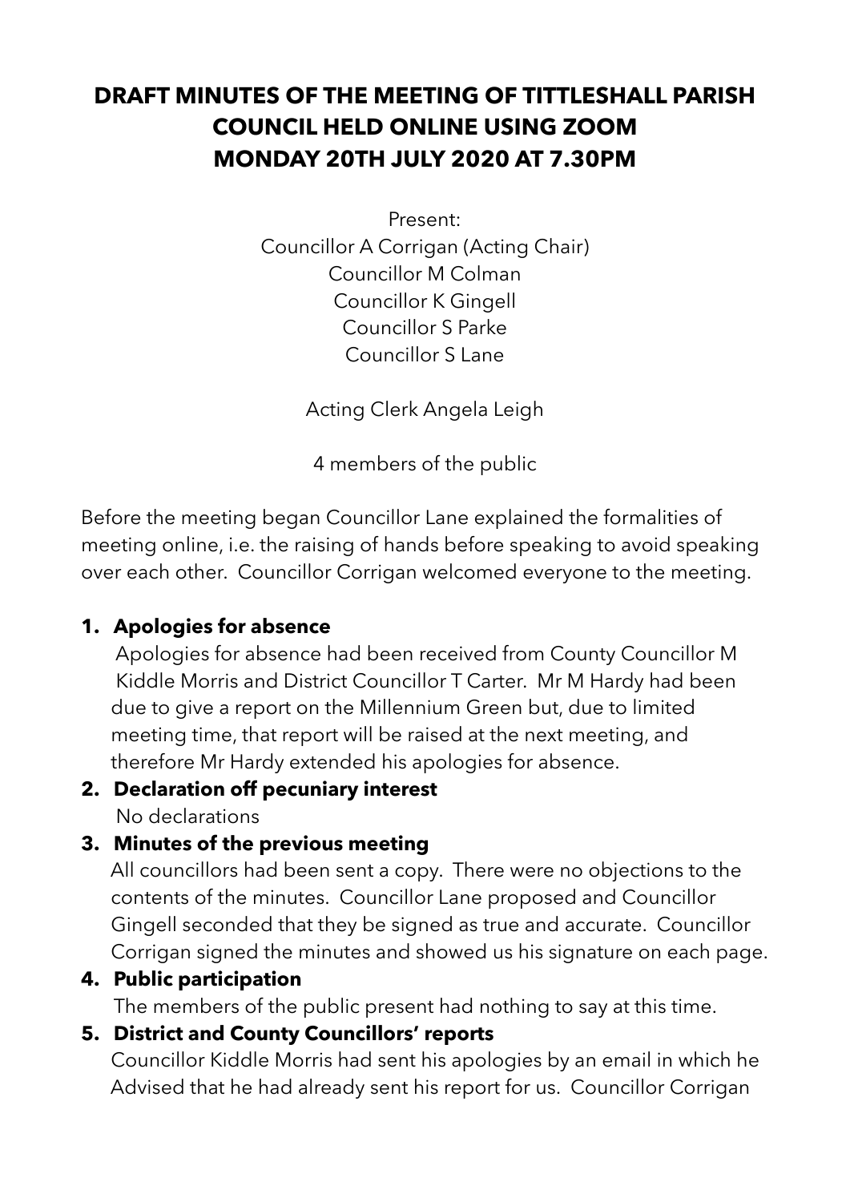# DRAFT MINUTES OF THE MEETING OF TITTLESHALL PARISH COUNCIL HELD ONLINE USING ZOOM MONDAY 20TH JULY 2020 AT 7.30PM

Present:
Councillor A Corrigan (Acting Chair)
Councillor M Colman
Councillor K Gingell
Councillor S Parke
Councillor S Lane

Acting Clerk Angela Leigh

4 members of the public

Before the meeting began Councillor Lane explained the formalities of meeting online, i.e. the raising of hands before speaking to avoid speaking over each other. Councillor Corrigan welcomed everyone to the meeting.

1. **Apologies for absence**
   Apologies for absence had been received from County Councillor M Kiddle Morris and District Councillor T Carter. Mr M Hardy had been due to give a report on the Millennium Green but, due to limited meeting time, that report will be raised at the next meeting, and therefore Mr Hardy extended his apologies for absence.
2. **Declaration off pecuniary interest**
   No declarations
3. **Minutes of the previous meeting**
   All councillors had been sent a copy. There were no objections to the contents of the minutes. Councillor Lane proposed and Councillor Gingell seconded that they be signed as true and accurate. Councillor Corrigan signed the minutes and showed us his signature on each page.
4. **Public participation**
   The members of the public present had nothing to say at this time.
5. **District and County Councillors' reports**
   Councillor Kiddle Morris had sent his apologies by an email in which he Advised that he had already sent his report for us. Councillor Corrigan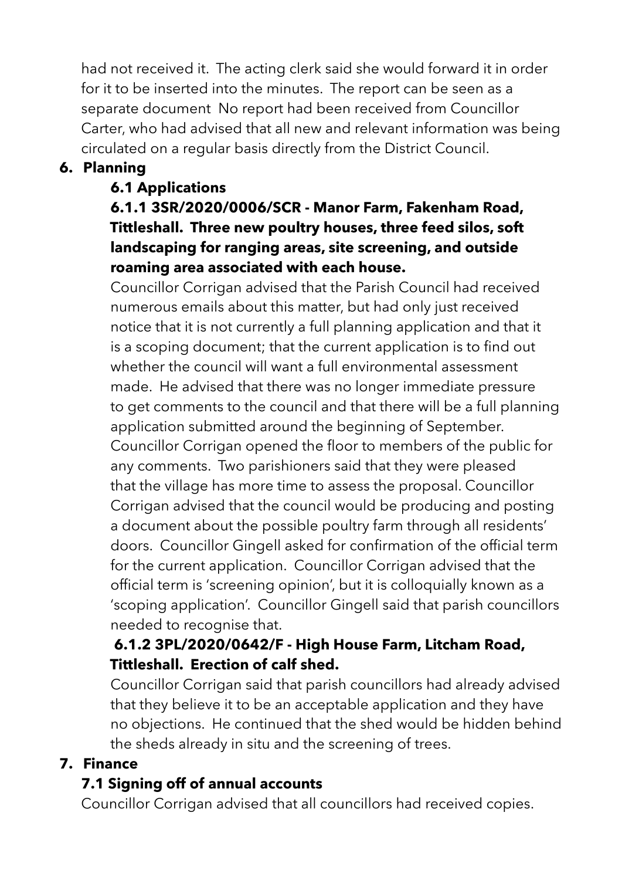had not received it. The acting clerk said she would forward it in order for it to be inserted into the minutes. The report can be seen as a separate document No report had been received from Councillor Carter, who had advised that all new and relevant information was being circulated on a regular basis directly from the District Council.

6. **Planning**

**6.1 Applications**

**6.1.1 3SR/2020/0006/SCR - Manor Farm, Fakenham Road, Tittleshall. Three new poultry houses, three feed silos, soft landscaping for ranging areas, site screening, and outside roaming area associated with each house.**

Councillor Corrigan advised that the Parish Council had received numerous emails about this matter, but had only just received notice that it is not currently a full planning application and that it is a scoping document; that the current application is to find out whether the council will want a full environmental assessment made. He advised that there was no longer immediate pressure to get comments to the council and that there will be a full planning application submitted around the beginning of September. Councillor Corrigan opened the floor to members of the public for any comments. Two parishioners said that they were pleased that the village has more time to assess the proposal. Councillor Corrigan advised that the council would be producing and posting a document about the possible poultry farm through all residents' doors. Councillor Gingell asked for confirmation of the official term for the current application. Councillor Corrigan advised that the official term is 'screening opinion', but it is colloquially known as a 'scoping application'. Councillor Gingell said that parish councillors needed to recognise that.

**6.1.2 3PL/2020/0642/F - High House Farm, Litcham Road, Tittleshall. Erection of calf shed.**

Councillor Corrigan said that parish councillors had already advised that they believe it to be an acceptable application and they have no objections. He continued that the shed would be hidden behind the sheds already in situ and the screening of trees.

7. **Finance**

**7.1 Signing off of annual accounts**

Councillor Corrigan advised that all councillors had received copies.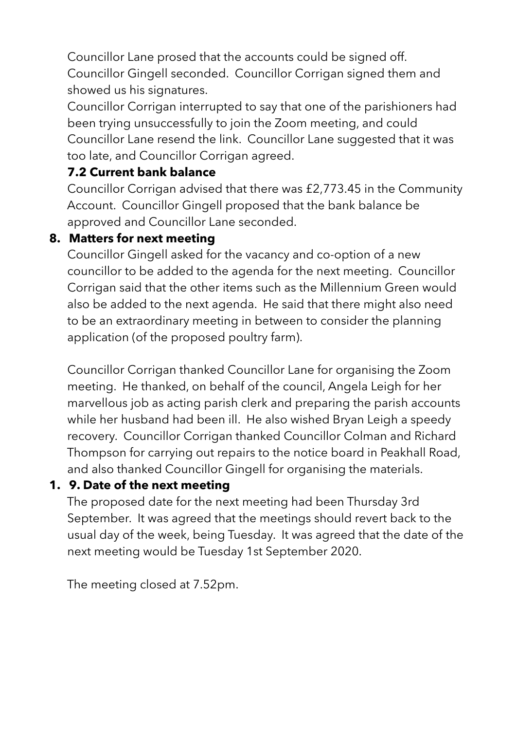Councillor Lane prosed that the accounts could be signed off. Councillor Gingell seconded. Councillor Corrigan signed them and showed us his signatures.

Councillor Corrigan interrupted to say that one of the parishioners had been trying unsuccessfully to join the Zoom meeting, and could Councillor Lane resend the link. Councillor Lane suggested that it was too late, and Councillor Corrigan agreed.

**7.2 Current bank balance**

Councillor Corrigan advised that there was £2,773.45 in the Community Account. Councillor Gingell proposed that the bank balance be approved and Councillor Lane seconded.

**8. Matters for next meeting**

Councillor Gingell asked for the vacancy and co-option of a new councillor to be added to the agenda for the next meeting. Councillor Corrigan said that the other items such as the Millennium Green would also be added to the next agenda. He said that there might also need to be an extraordinary meeting in between to consider the planning application (of the proposed poultry farm).

Councillor Corrigan thanked Councillor Lane for organising the Zoom meeting. He thanked, on behalf of the council, Angela Leigh for her marvellous job as acting parish clerk and preparing the parish accounts while her husband had been ill. He also wished Bryan Leigh a speedy recovery. Councillor Corrigan thanked Councillor Colman and Richard Thompson for carrying out repairs to the notice board in Peakhall Road, and also thanked Councillor Gingell for organising the materials.

1. **9. Date of the next meeting**

The proposed date for the next meeting had been Thursday 3rd September. It was agreed that the meetings should revert back to the usual day of the week, being Tuesday. It was agreed that the date of the next meeting would be Tuesday 1st September 2020.

The meeting closed at 7.52pm.